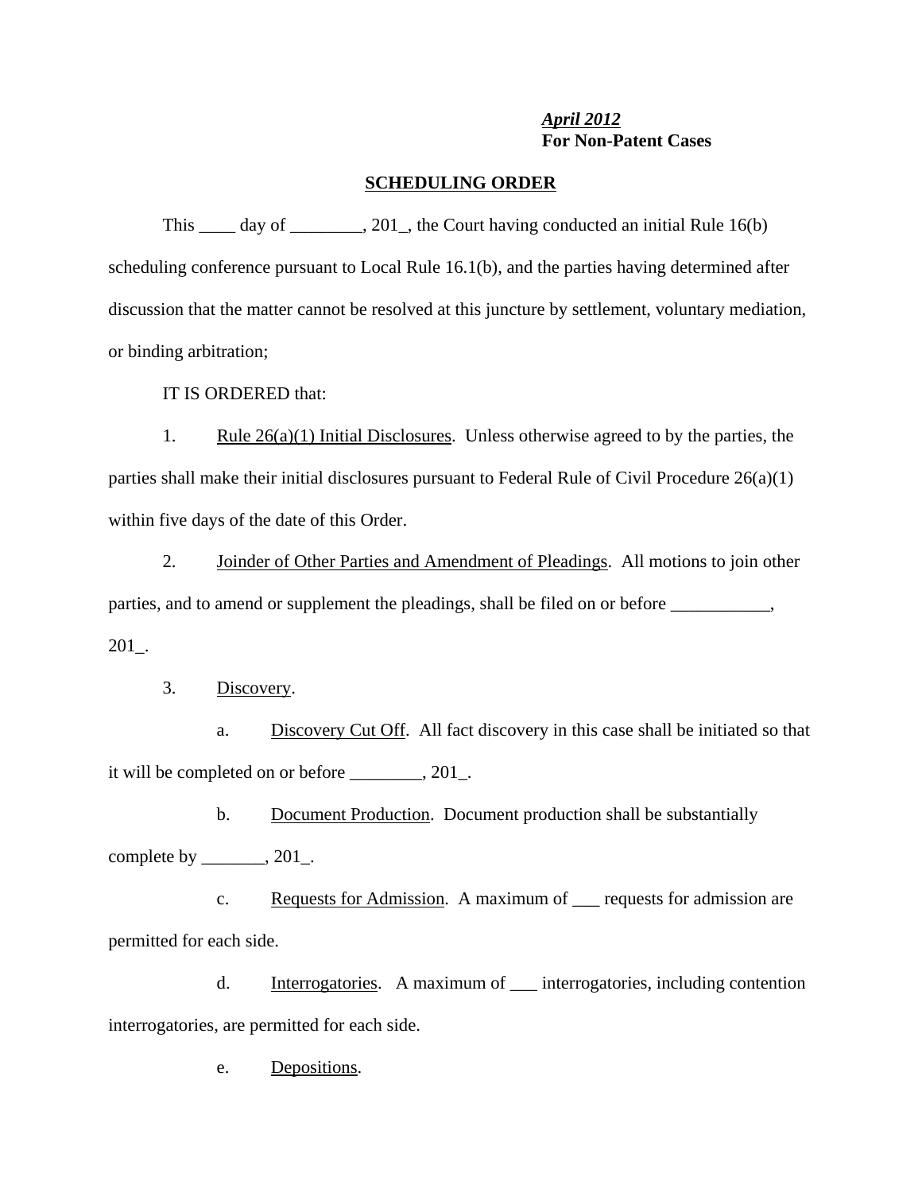*April 2012*
**For Non-Patent Cases**

**SCHEDULING ORDER**

This ____ day of ________, 201_, the Court having conducted an initial Rule 16(b) scheduling conference pursuant to Local Rule 16.1(b), and the parties having determined after discussion that the matter cannot be resolved at this juncture by settlement, voluntary mediation, or binding arbitration;

IT IS ORDERED that:

1. Rule 26(a)(1) Initial Disclosures. Unless otherwise agreed to by the parties, the parties shall make their initial disclosures pursuant to Federal Rule of Civil Procedure 26(a)(1) within five days of the date of this Order.

2. Joinder of Other Parties and Amendment of Pleadings. All motions to join other parties, and to amend or supplement the pleadings, shall be filed on or before ___________, 201_.

3. Discovery.

   a. Discovery Cut Off. All fact discovery in this case shall be initiated so that it will be completed on or before ________, 201_.

   b. Document Production. Document production shall be substantially complete by _______, 201_.

   c. Requests for Admission. A maximum of ___ requests for admission are permitted for each side.

   d. Interrogatories. A maximum of ___ interrogatories, including contention interrogatories, are permitted for each side.

   e. Depositions.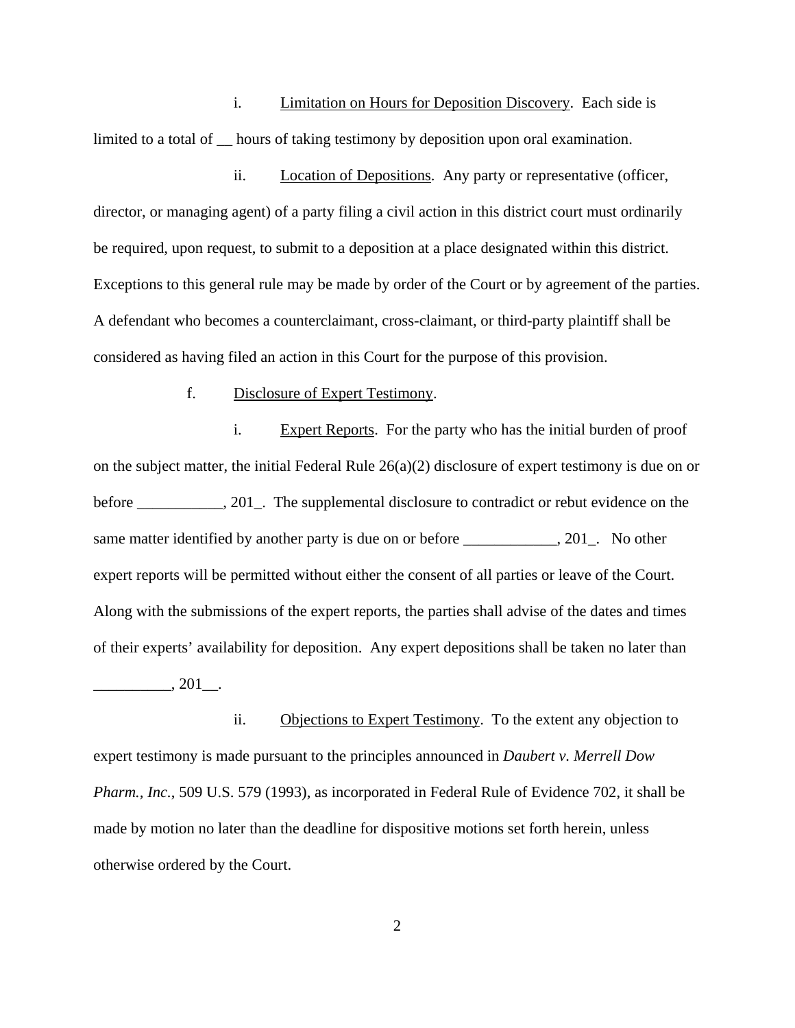i. <u>Limitation on Hours for Deposition Discovery</u>. Each side is limited to a total of __ hours of taking testimony by deposition upon oral examination.

ii. <u>Location of Depositions</u>. Any party or representative (officer, director, or managing agent) of a party filing a civil action in this district court must ordinarily be required, upon request, to submit to a deposition at a place designated within this district. Exceptions to this general rule may be made by order of the Court or by agreement of the parties. A defendant who becomes a counterclaimant, cross-claimant, or third-party plaintiff shall be considered as having filed an action in this Court for the purpose of this provision.

f. <u>Disclosure of Expert Testimony</u>.

i. <u>Expert Reports</u>. For the party who has the initial burden of proof on the subject matter, the initial Federal Rule 26(a)(2) disclosure of expert testimony is due on or before ___________, 201_. The supplemental disclosure to contradict or rebut evidence on the same matter identified by another party is due on or before ____________, 201_. No other expert reports will be permitted without either the consent of all parties or leave of the Court. Along with the submissions of the expert reports, the parties shall advise of the dates and times of their experts' availability for deposition. Any expert depositions shall be taken no later than __________, 201__.

ii. <u>Objections to Expert Testimony</u>. To the extent any objection to expert testimony is made pursuant to the principles announced in *Daubert v. Merrell Dow Pharm., Inc.*, 509 U.S. 579 (1993), as incorporated in Federal Rule of Evidence 702, it shall be made by motion no later than the deadline for dispositive motions set forth herein, unless otherwise ordered by the Court.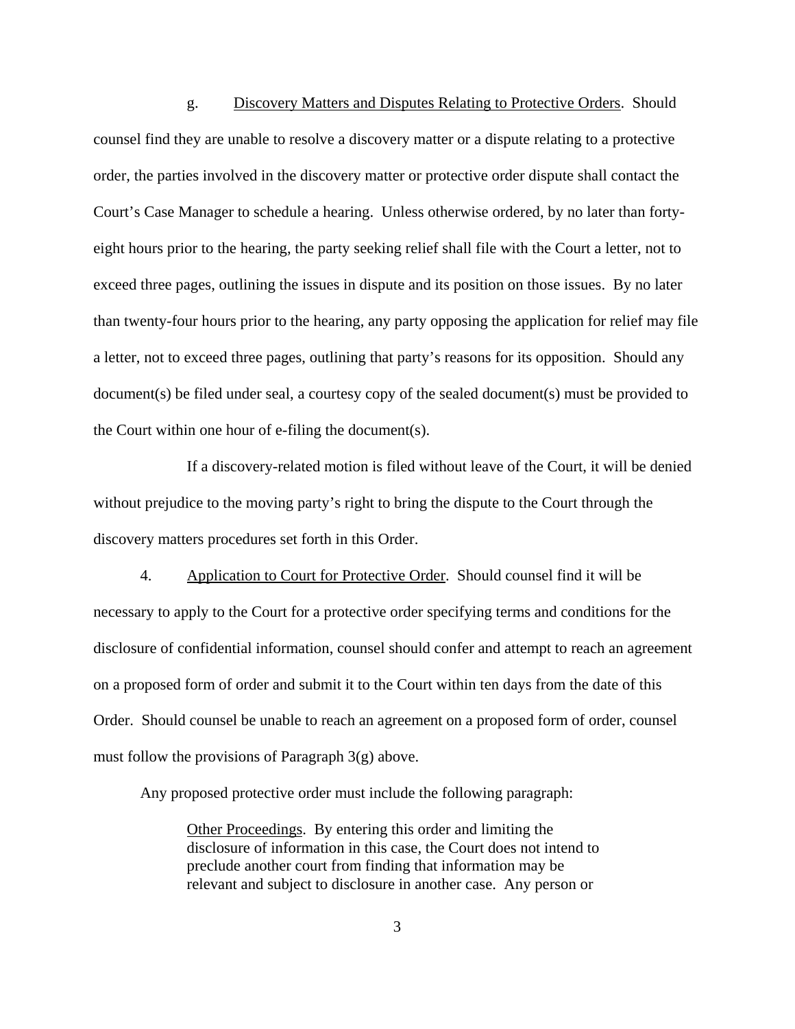g. Discovery Matters and Disputes Relating to Protective Orders. Should counsel find they are unable to resolve a discovery matter or a dispute relating to a protective order, the parties involved in the discovery matter or protective order dispute shall contact the Court's Case Manager to schedule a hearing. Unless otherwise ordered, by no later than forty-eight hours prior to the hearing, the party seeking relief shall file with the Court a letter, not to exceed three pages, outlining the issues in dispute and its position on those issues. By no later than twenty-four hours prior to the hearing, any party opposing the application for relief may file a letter, not to exceed three pages, outlining that party's reasons for its opposition. Should any document(s) be filed under seal, a courtesy copy of the sealed document(s) must be provided to the Court within one hour of e-filing the document(s).

If a discovery-related motion is filed without leave of the Court, it will be denied without prejudice to the moving party's right to bring the dispute to the Court through the discovery matters procedures set forth in this Order.

4. Application to Court for Protective Order. Should counsel find it will be necessary to apply to the Court for a protective order specifying terms and conditions for the disclosure of confidential information, counsel should confer and attempt to reach an agreement on a proposed form of order and submit it to the Court within ten days from the date of this Order. Should counsel be unable to reach an agreement on a proposed form of order, counsel must follow the provisions of Paragraph 3(g) above.

Any proposed protective order must include the following paragraph:

> Other Proceedings. By entering this order and limiting the disclosure of information in this case, the Court does not intend to preclude another court from finding that information may be relevant and subject to disclosure in another case. Any person or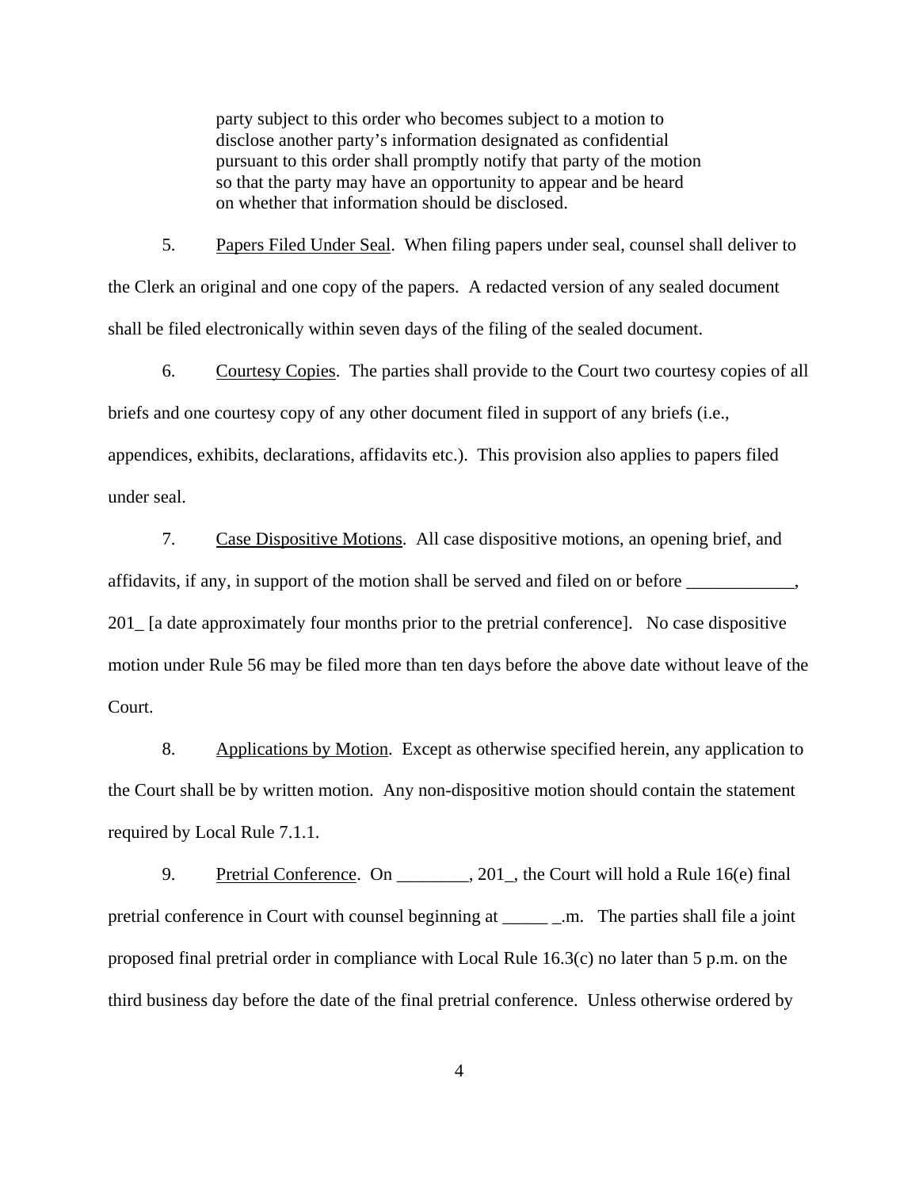party subject to this order who becomes subject to a motion to disclose another party's information designated as confidential pursuant to this order shall promptly notify that party of the motion so that the party may have an opportunity to appear and be heard on whether that information should be disclosed.

5. Papers Filed Under Seal. When filing papers under seal, counsel shall deliver to the Clerk an original and one copy of the papers. A redacted version of any sealed document shall be filed electronically within seven days of the filing of the sealed document.

6. Courtesy Copies. The parties shall provide to the Court two courtesy copies of all briefs and one courtesy copy of any other document filed in support of any briefs (i.e., appendices, exhibits, declarations, affidavits etc.). This provision also applies to papers filed under seal.

7. Case Dispositive Motions. All case dispositive motions, an opening brief, and affidavits, if any, in support of the motion shall be served and filed on or before ____________, 201_ [a date approximately four months prior to the pretrial conference]. No case dispositive motion under Rule 56 may be filed more than ten days before the above date without leave of the Court.

8. Applications by Motion. Except as otherwise specified herein, any application to the Court shall be by written motion. Any non-dispositive motion should contain the statement required by Local Rule 7.1.1.

9. Pretrial Conference. On ________, 201_, the Court will hold a Rule 16(e) final pretrial conference in Court with counsel beginning at _____ _.m. The parties shall file a joint proposed final pretrial order in compliance with Local Rule 16.3(c) no later than 5 p.m. on the third business day before the date of the final pretrial conference. Unless otherwise ordered by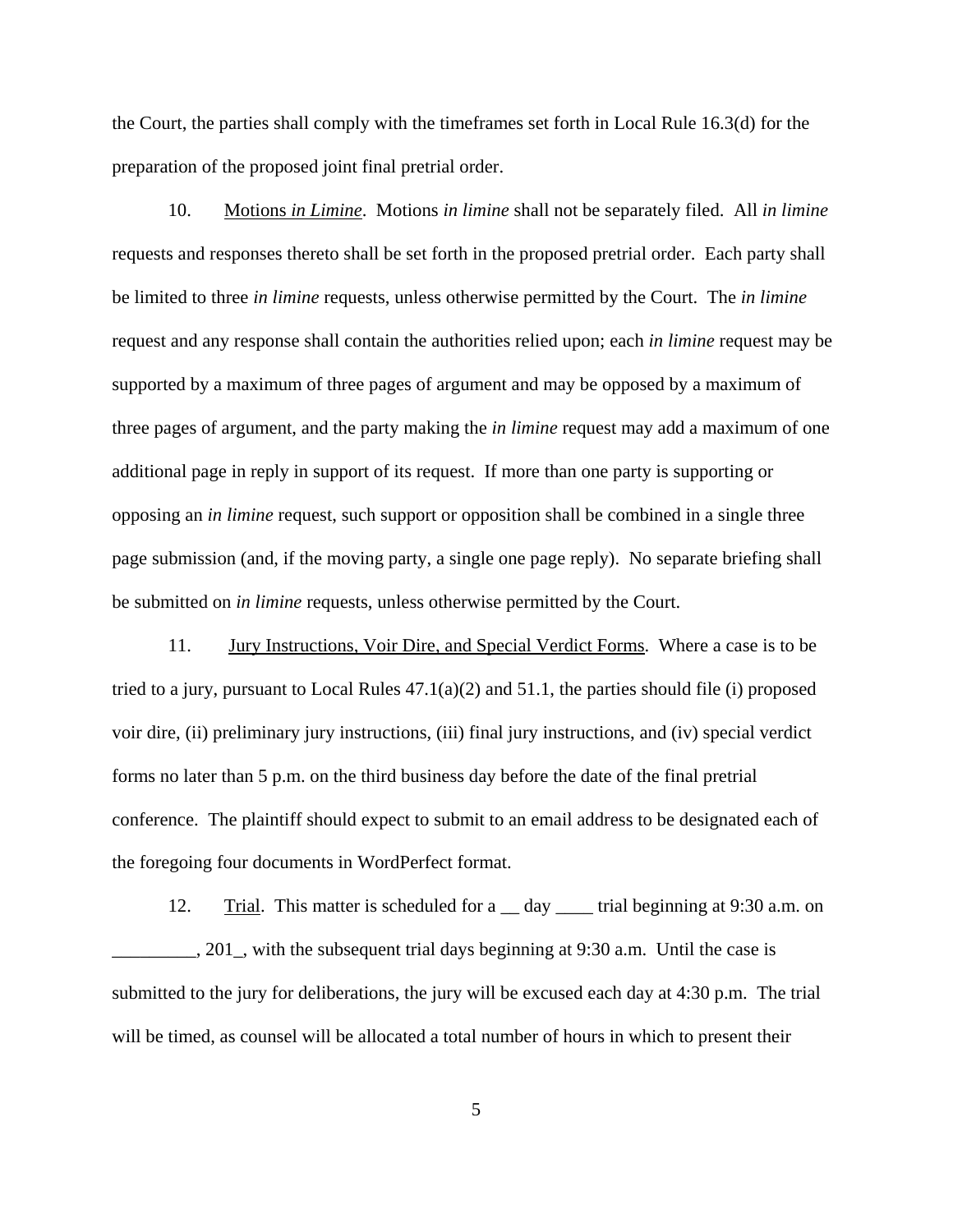the Court, the parties shall comply with the timeframes set forth in Local Rule 16.3(d) for the preparation of the proposed joint final pretrial order.

10. Motions *in Limine*. Motions *in limine* shall not be separately filed. All *in limine* requests and responses thereto shall be set forth in the proposed pretrial order. Each party shall be limited to three *in limine* requests, unless otherwise permitted by the Court. The *in limine* request and any response shall contain the authorities relied upon; each *in limine* request may be supported by a maximum of three pages of argument and may be opposed by a maximum of three pages of argument, and the party making the *in limine* request may add a maximum of one additional page in reply in support of its request. If more than one party is supporting or opposing an *in limine* request, such support or opposition shall be combined in a single three page submission (and, if the moving party, a single one page reply). No separate briefing shall be submitted on *in limine* requests, unless otherwise permitted by the Court.

11. Jury Instructions, Voir Dire, and Special Verdict Forms. Where a case is to be tried to a jury, pursuant to Local Rules 47.1(a)(2) and 51.1, the parties should file (i) proposed voir dire, (ii) preliminary jury instructions, (iii) final jury instructions, and (iv) special verdict forms no later than 5 p.m. on the third business day before the date of the final pretrial conference. The plaintiff should expect to submit to an email address to be designated each of the foregoing four documents in WordPerfect format.

12. Trial. This matter is scheduled for a __ day ____ trial beginning at 9:30 a.m. on _________, 201_, with the subsequent trial days beginning at 9:30 a.m. Until the case is submitted to the jury for deliberations, the jury will be excused each day at 4:30 p.m. The trial will be timed, as counsel will be allocated a total number of hours in which to present their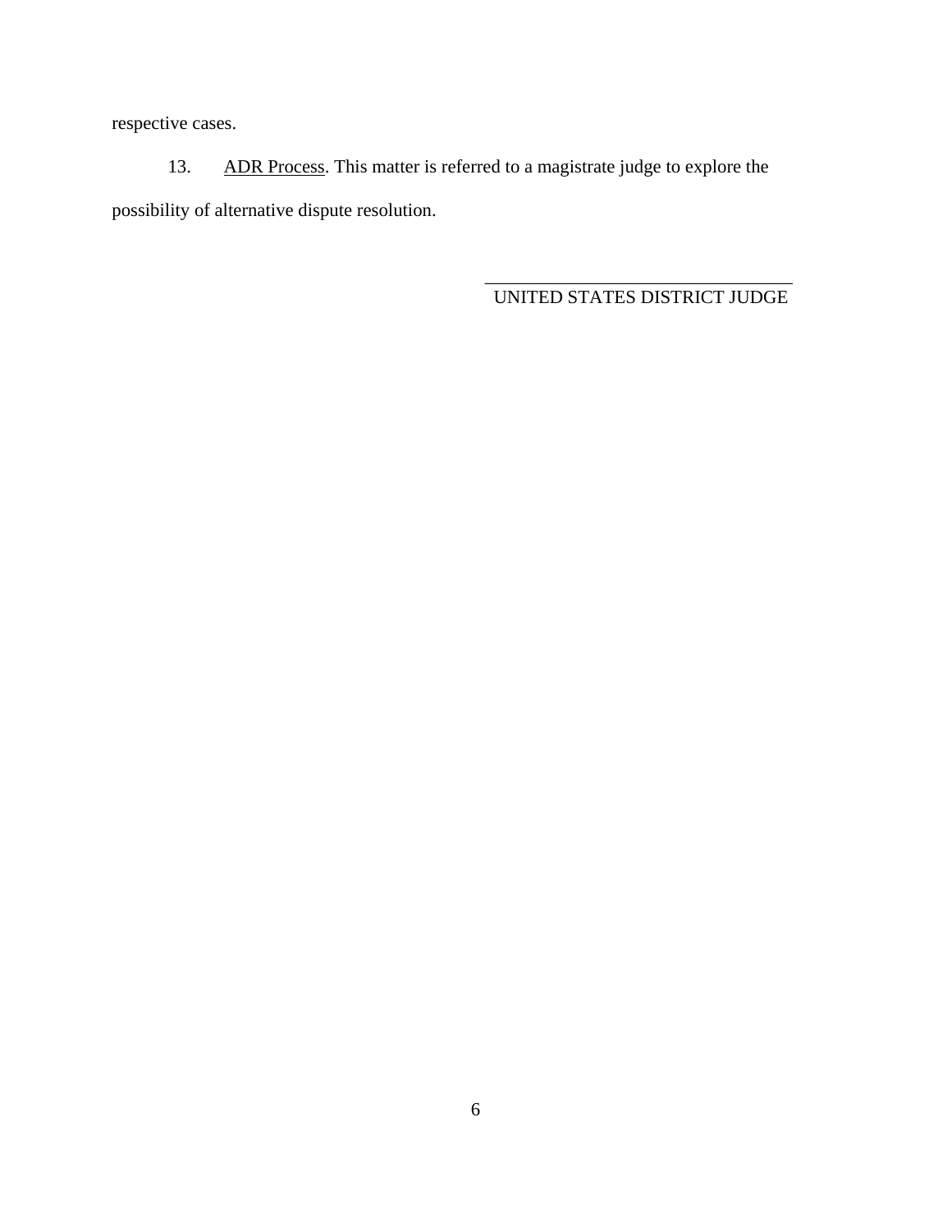respective cases.

13. <u>ADR Process</u>. This matter is referred to a magistrate judge to explore the possibility of alternative dispute resolution.

\_\_\_\_\_\_\_\_\_\_\_\_\_\_\_\_\_\_\_\_\_\_\_\_\_\_\_\_\_\_\_\_\_\_
UNITED STATES DISTRICT JUDGE